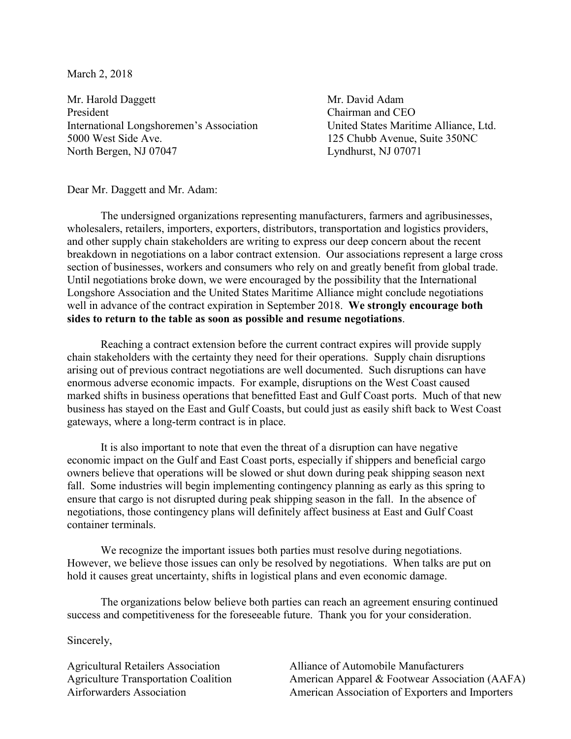March 2, 2018

Mr. Harold Daggett
President
International Longshoremen's Association
5000 West Side Ave.
North Bergen, NJ 07047

Mr. David Adam
Chairman and CEO
United States Maritime Alliance, Ltd.
125 Chubb Avenue, Suite 350NC
Lyndhurst, NJ 07071

Dear Mr. Daggett and Mr. Adam:

The undersigned organizations representing manufacturers, farmers and agribusinesses, wholesalers, retailers, importers, exporters, distributors, transportation and logistics providers, and other supply chain stakeholders are writing to express our deep concern about the recent breakdown in negotiations on a labor contract extension. Our associations represent a large cross section of businesses, workers and consumers who rely on and greatly benefit from global trade. Until negotiations broke down, we were encouraged by the possibility that the International Longshore Association and the United States Maritime Alliance might conclude negotiations well in advance of the contract expiration in September 2018. **We strongly encourage both sides to return to the table as soon as possible and resume negotiations**.

Reaching a contract extension before the current contract expires will provide supply chain stakeholders with the certainty they need for their operations. Supply chain disruptions arising out of previous contract negotiations are well documented. Such disruptions can have enormous adverse economic impacts. For example, disruptions on the West Coast caused marked shifts in business operations that benefitted East and Gulf Coast ports. Much of that new business has stayed on the East and Gulf Coasts, but could just as easily shift back to West Coast gateways, where a long-term contract is in place.

It is also important to note that even the threat of a disruption can have negative economic impact on the Gulf and East Coast ports, especially if shippers and beneficial cargo owners believe that operations will be slowed or shut down during peak shipping season next fall. Some industries will begin implementing contingency planning as early as this spring to ensure that cargo is not disrupted during peak shipping season in the fall. In the absence of negotiations, those contingency plans will definitely affect business at East and Gulf Coast container terminals.

We recognize the important issues both parties must resolve during negotiations. However, we believe those issues can only be resolved by negotiations. When talks are put on hold it causes great uncertainty, shifts in logistical plans and even economic damage.

The organizations below believe both parties can reach an agreement ensuring continued success and competitiveness for the foreseeable future. Thank you for your consideration.

Sincerely,

Agricultural Retailers Association
Agriculture Transportation Coalition
Airforwarders Association
Alliance of Automobile Manufacturers
American Apparel & Footwear Association (AAFA)
American Association of Exporters and Importers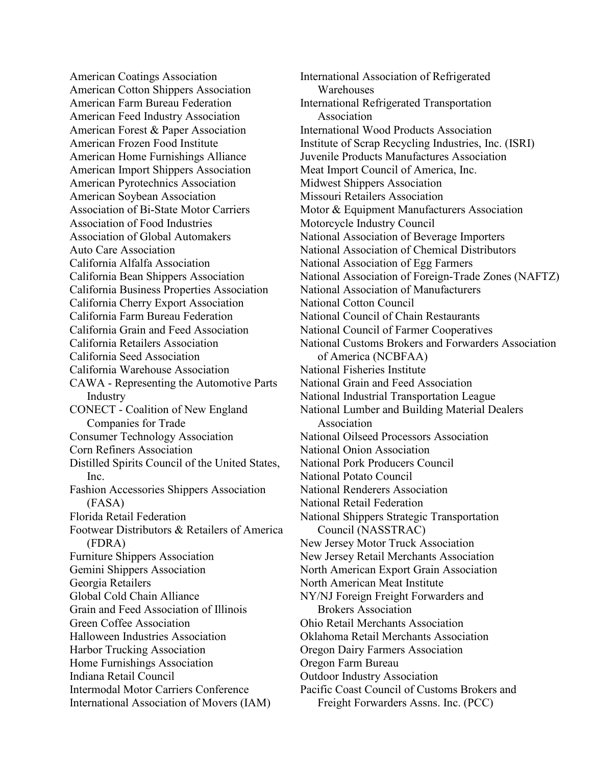American Coatings Association
American Cotton Shippers Association
American Farm Bureau Federation
American Feed Industry Association
American Forest & Paper Association
American Frozen Food Institute
American Home Furnishings Alliance
American Import Shippers Association
American Pyrotechnics Association
American Soybean Association
Association of Bi-State Motor Carriers
Association of Food Industries
Association of Global Automakers
Auto Care Association
California Alfalfa Association
California Bean Shippers Association
California Business Properties Association
California Cherry Export Association
California Farm Bureau Federation
California Grain and Feed Association
California Retailers Association
California Seed Association
California Warehouse Association
CAWA - Representing the Automotive Parts Industry
CONECT - Coalition of New England Companies for Trade
Consumer Technology Association
Corn Refiners Association
Distilled Spirits Council of the United States, Inc.
Fashion Accessories Shippers Association (FASA)
Florida Retail Federation
Footwear Distributors & Retailers of America (FDRA)
Furniture Shippers Association
Gemini Shippers Association
Georgia Retailers
Global Cold Chain Alliance
Grain and Feed Association of Illinois
Green Coffee Association
Halloween Industries Association
Harbor Trucking Association
Home Furnishings Association
Indiana Retail Council
Intermodal Motor Carriers Conference
International Association of Movers (IAM)
International Association of Refrigerated Warehouses
International Refrigerated Transportation Association
International Wood Products Association
Institute of Scrap Recycling Industries, Inc. (ISRI)
Juvenile Products Manufactures Association
Meat Import Council of America, Inc.
Midwest Shippers Association
Missouri Retailers Association
Motor & Equipment Manufacturers Association
Motorcycle Industry Council
National Association of Beverage Importers
National Association of Chemical Distributors
National Association of Egg Farmers
National Association of Foreign-Trade Zones (NAFTZ)
National Association of Manufacturers
National Cotton Council
National Council of Chain Restaurants
National Council of Farmer Cooperatives
National Customs Brokers and Forwarders Association of America (NCBFAA)
National Fisheries Institute
National Grain and Feed Association
National Industrial Transportation League
National Lumber and Building Material Dealers Association
National Oilseed Processors Association
National Onion Association
National Pork Producers Council
National Potato Council
National Renderers Association
National Retail Federation
National Shippers Strategic Transportation Council (NASSTRAC)
New Jersey Motor Truck Association
New Jersey Retail Merchants Association
North American Export Grain Association
North American Meat Institute
NY/NJ Foreign Freight Forwarders and Brokers Association
Ohio Retail Merchants Association
Oklahoma Retail Merchants Association
Oregon Dairy Farmers Association
Oregon Farm Bureau
Outdoor Industry Association
Pacific Coast Council of Customs Brokers and Freight Forwarders Assns. Inc. (PCC)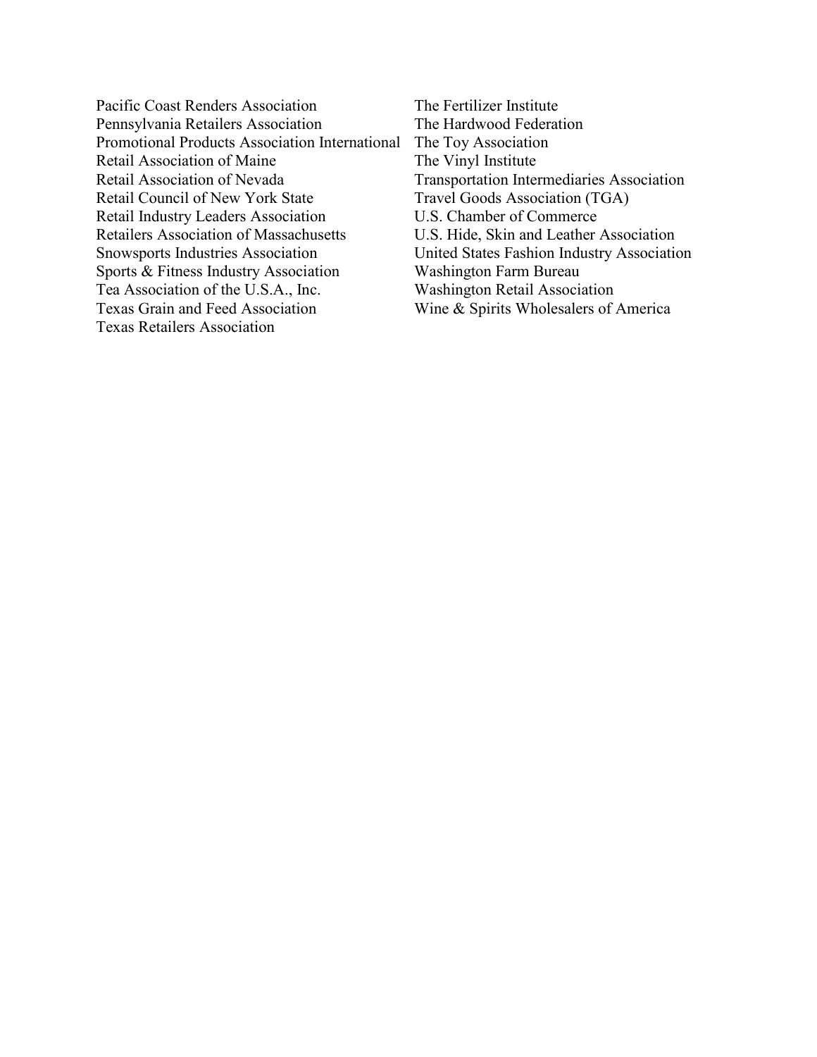Pacific Coast Renders Association
Pennsylvania Retailers Association
Promotional Products Association International
Retail Association of Maine
Retail Association of Nevada
Retail Council of New York State
Retail Industry Leaders Association
Retailers Association of Massachusetts
Snowsports Industries Association
Sports & Fitness Industry Association
Tea Association of the U.S.A., Inc.
Texas Grain and Feed Association
Texas Retailers Association
The Fertilizer Institute
The Hardwood Federation
The Toy Association
The Vinyl Institute
Transportation Intermediaries Association
Travel Goods Association (TGA)
U.S. Chamber of Commerce
U.S. Hide, Skin and Leather Association
United States Fashion Industry Association
Washington Farm Bureau
Washington Retail Association
Wine & Spirits Wholesalers of America